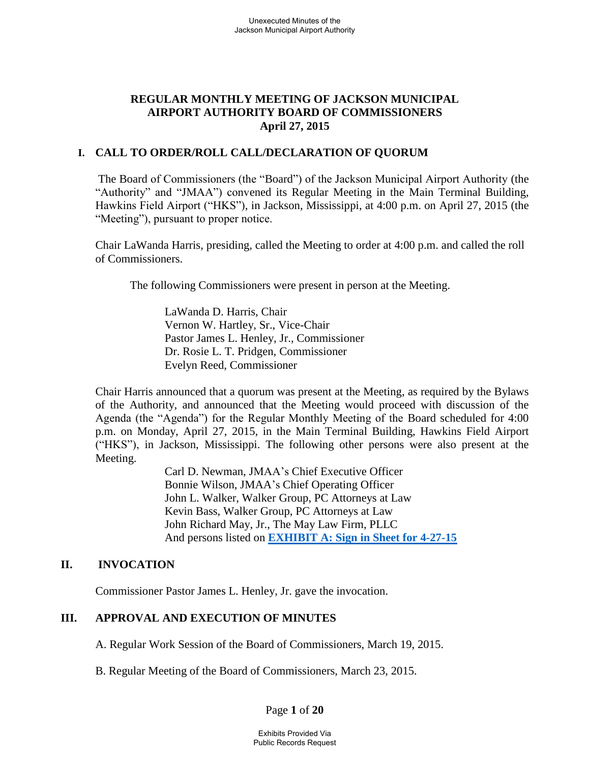# REGULAR MONTHLY MEETING OF JACKSON MUNICIPAL AIRPORT AUTHORITY BOARD OF COMMISSIONERS
## April 27, 2015

## I. CALL TO ORDER/ROLL CALL/DECLARATION OF QUORUM

The Board of Commissioners (the "Board") of the Jackson Municipal Airport Authority (the "Authority" and "JMAA") convened its Regular Meeting in the Main Terminal Building, Hawkins Field Airport ("HKS"), in Jackson, Mississippi, at 4:00 p.m. on April 27, 2015 (the "Meeting"), pursuant to proper notice.

Chair LaWanda Harris, presiding, called the Meeting to order at 4:00 p.m. and called the roll of Commissioners.

The following Commissioners were present in person at the Meeting.

LaWanda D. Harris, Chair
Vernon W. Hartley, Sr., Vice-Chair
Pastor James L. Henley, Jr., Commissioner
Dr. Rosie L. T. Pridgen, Commissioner
Evelyn Reed, Commissioner

Chair Harris announced that a quorum was present at the Meeting, as required by the Bylaws of the Authority, and announced that the Meeting would proceed with discussion of the Agenda (the "Agenda") for the Regular Monthly Meeting of the Board scheduled for 4:00 p.m. on Monday, April 27, 2015, in the Main Terminal Building, Hawkins Field Airport ("HKS"), in Jackson, Mississippi. The following other persons were also present at the Meeting.

Carl D. Newman, JMAA's Chief Executive Officer
Bonnie Wilson, JMAA's Chief Operating Officer
John L. Walker, Walker Group, PC Attorneys at Law
Kevin Bass, Walker Group, PC Attorneys at Law
John Richard May, Jr., The May Law Firm, PLLC
And persons listed on **EXHIBIT A: Sign in Sheet for 4-27-15**

## II. INVOCATION

Commissioner Pastor James L. Henley, Jr. gave the invocation.

## III. APPROVAL AND EXECUTION OF MINUTES

A. Regular Work Session of the Board of Commissioners, March 19, 2015.

B. Regular Meeting of the Board of Commissioners, March 23, 2015.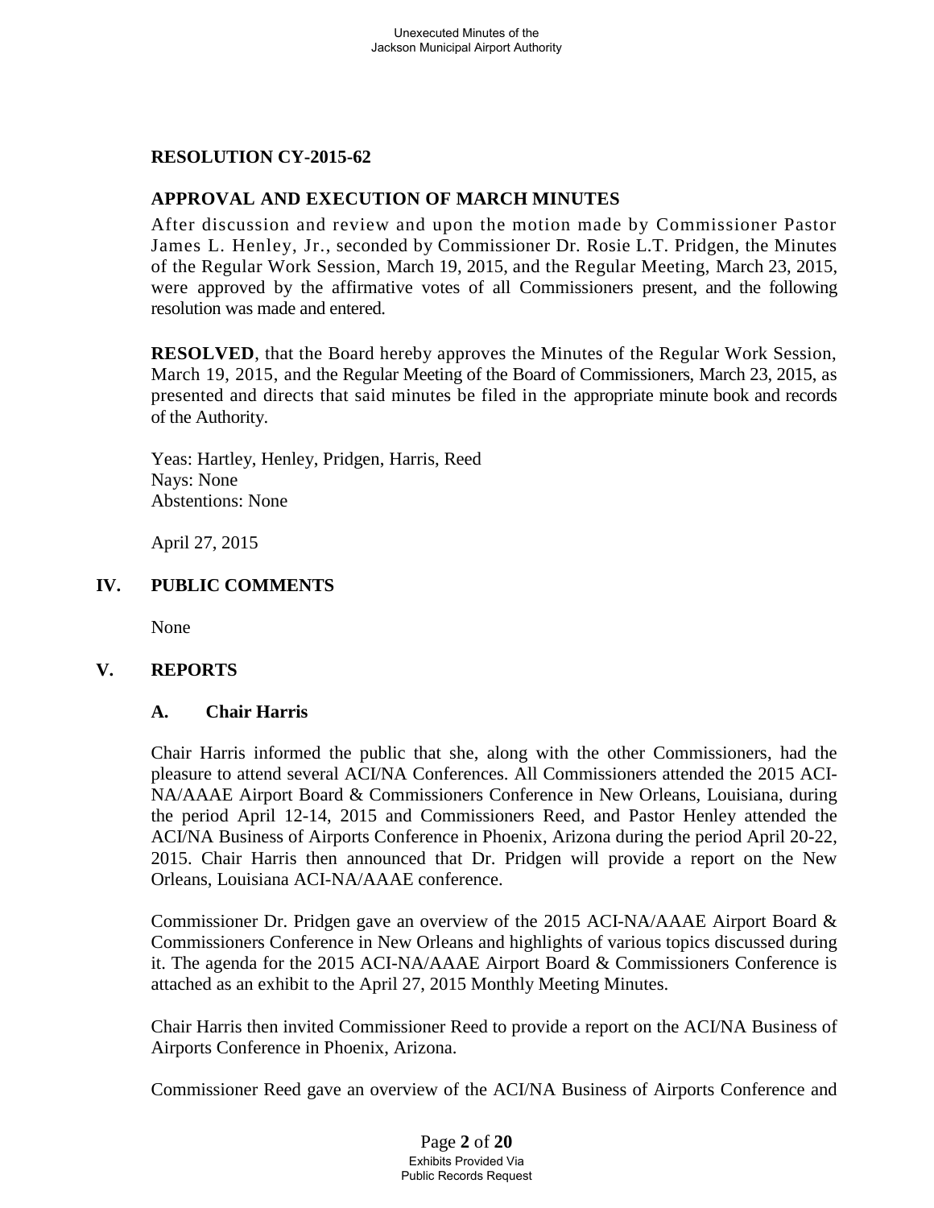**RESOLUTION CY-2015-62**

**APPROVAL AND EXECUTION OF MARCH MINUTES**

After discussion and review and upon the motion made by Commissioner Pastor James L. Henley, Jr., seconded by Commissioner Dr. Rosie L.T. Pridgen, the Minutes of the Regular Work Session, March 19, 2015, and the Regular Meeting, March 23, 2015, were approved by the affirmative votes of all Commissioners present, and the following resolution was made and entered.

**RESOLVED**, that the Board hereby approves the Minutes of the Regular Work Session, March 19, 2015, and the Regular Meeting of the Board of Commissioners, March 23, 2015, as presented and directs that said minutes be filed in the appropriate minute book and records of the Authority.

Yeas: Hartley, Henley, Pridgen, Harris, Reed
Nays: None
Abstentions: None

April 27, 2015

## IV. PUBLIC COMMENTS

None

## V. REPORTS

### A. Chair Harris

Chair Harris informed the public that she, along with the other Commissioners, had the pleasure to attend several ACI/NA Conferences. All Commissioners attended the 2015 ACI-NA/AAAE Airport Board & Commissioners Conference in New Orleans, Louisiana, during the period April 12-14, 2015 and Commissioners Reed, and Pastor Henley attended the ACI/NA Business of Airports Conference in Phoenix, Arizona during the period April 20-22, 2015. Chair Harris then announced that Dr. Pridgen will provide a report on the New Orleans, Louisiana ACI-NA/AAAE conference.

Commissioner Dr. Pridgen gave an overview of the 2015 ACI-NA/AAAE Airport Board & Commissioners Conference in New Orleans and highlights of various topics discussed during it. The agenda for the 2015 ACI-NA/AAAE Airport Board & Commissioners Conference is attached as an exhibit to the April 27, 2015 Monthly Meeting Minutes.

Chair Harris then invited Commissioner Reed to provide a report on the ACI/NA Business of Airports Conference in Phoenix, Arizona.

Commissioner Reed gave an overview of the ACI/NA Business of Airports Conference and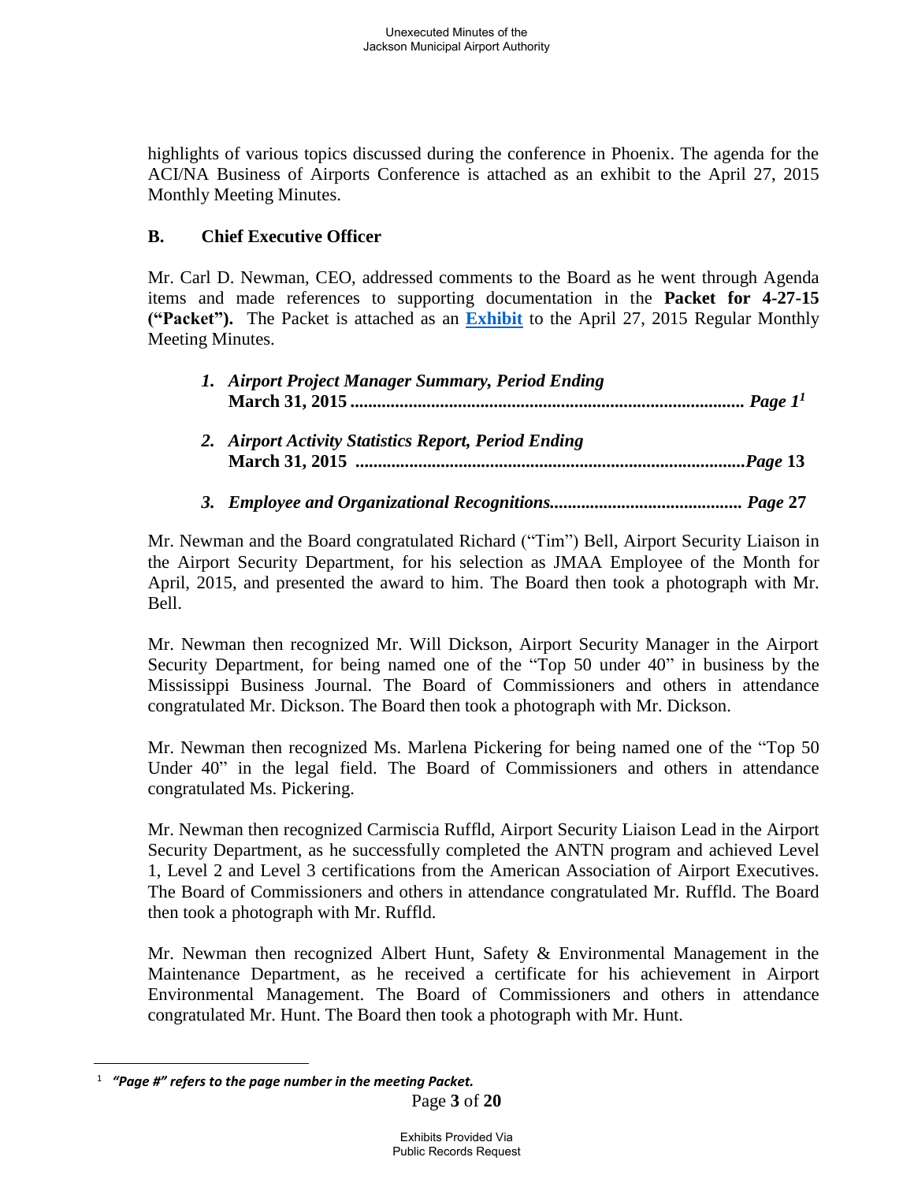highlights of various topics discussed during the conference in Phoenix. The agenda for the ACI/NA Business of Airports Conference is attached as an exhibit to the April 27, 2015 Monthly Meeting Minutes.

## B. Chief Executive Officer

Mr. Carl D. Newman, CEO, addressed comments to the Board as he went through Agenda items and made references to supporting documentation in the **Packet for 4-27-15 ("Packet").** The Packet is attached as an **Exhibit** to the April 27, 2015 Regular Monthly Meeting Minutes.

1. ***Airport Project Manager Summary, Period Ending*** **March 31, 2015 ....................................................................................... *Page* 1**[1]

2. ***Airport Activity Statistics Report, Period Ending*** **March 31, 2015 .....................................................................................*Page* 13**

3. ***Employee and Organizational Recognitions.......................................... Page* 27**

Mr. Newman and the Board congratulated Richard ("Tim") Bell, Airport Security Liaison in the Airport Security Department, for his selection as JMAA Employee of the Month for April, 2015, and presented the award to him. The Board then took a photograph with Mr. Bell.

Mr. Newman then recognized Mr. Will Dickson, Airport Security Manager in the Airport Security Department, for being named one of the "Top 50 under 40" in business by the Mississippi Business Journal. The Board of Commissioners and others in attendance congratulated Mr. Dickson. The Board then took a photograph with Mr. Dickson.

Mr. Newman then recognized Ms. Marlena Pickering for being named one of the "Top 50 Under 40" in the legal field. The Board of Commissioners and others in attendance congratulated Ms. Pickering.

Mr. Newman then recognized Carmiscia Ruffld, Airport Security Liaison Lead in the Airport Security Department, as he successfully completed the ANTN program and achieved Level 1, Level 2 and Level 3 certifications from the American Association of Airport Executives. The Board of Commissioners and others in attendance congratulated Mr. Ruffld. The Board then took a photograph with Mr. Ruffld.

Mr. Newman then recognized Albert Hunt, Safety & Environmental Management in the Maintenance Department, as he received a certificate for his achievement in Airport Environmental Management. The Board of Commissioners and others in attendance congratulated Mr. Hunt. The Board then took a photograph with Mr. Hunt.

---

[1] ***"Page #" refers to the page number in the meeting Packet.***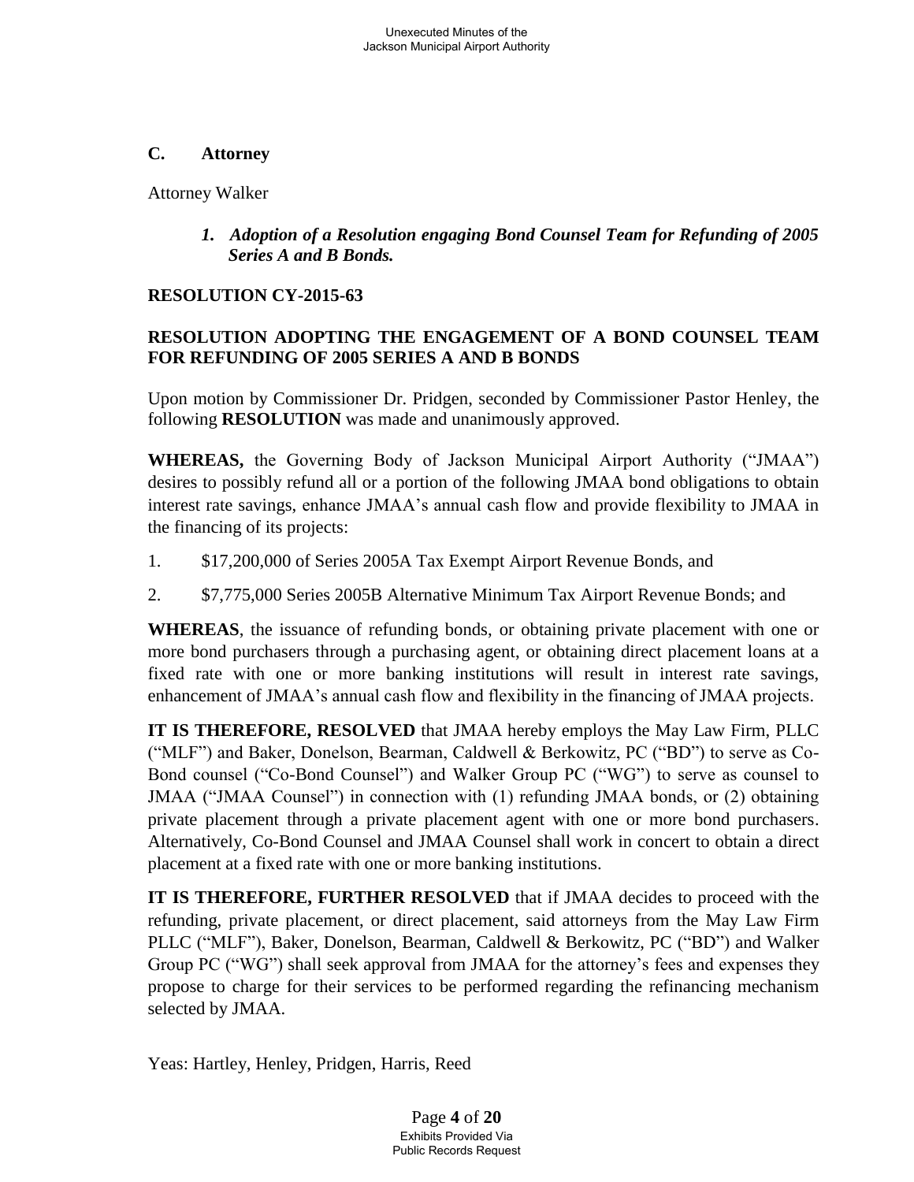## C. Attorney

Attorney Walker

> ***1. Adoption of a Resolution engaging Bond Counsel Team for Refunding of 2005 Series A and B Bonds.***

**RESOLUTION CY-2015-63**

**RESOLUTION ADOPTING THE ENGAGEMENT OF A BOND COUNSEL TEAM FOR REFUNDING OF 2005 SERIES A AND B BONDS**

Upon motion by Commissioner Dr. Pridgen, seconded by Commissioner Pastor Henley, the following **RESOLUTION** was made and unanimously approved.

**WHEREAS,** the Governing Body of Jackson Municipal Airport Authority ("JMAA") desires to possibly refund all or a portion of the following JMAA bond obligations to obtain interest rate savings, enhance JMAA's annual cash flow and provide flexibility to JMAA in the financing of its projects:

1. $17,200,000 of Series 2005A Tax Exempt Airport Revenue Bonds, and
2. $7,775,000 Series 2005B Alternative Minimum Tax Airport Revenue Bonds; and

**WHEREAS**, the issuance of refunding bonds, or obtaining private placement with one or more bond purchasers through a purchasing agent, or obtaining direct placement loans at a fixed rate with one or more banking institutions will result in interest rate savings, enhancement of JMAA's annual cash flow and flexibility in the financing of JMAA projects.

**IT IS THEREFORE, RESOLVED** that JMAA hereby employs the May Law Firm, PLLC ("MLF") and Baker, Donelson, Bearman, Caldwell & Berkowitz, PC ("BD") to serve as Co-Bond counsel ("Co-Bond Counsel") and Walker Group PC ("WG") to serve as counsel to JMAA ("JMAA Counsel") in connection with (1) refunding JMAA bonds, or (2) obtaining private placement through a private placement agent with one or more bond purchasers. Alternatively, Co-Bond Counsel and JMAA Counsel shall work in concert to obtain a direct placement at a fixed rate with one or more banking institutions.

**IT IS THEREFORE, FURTHER RESOLVED** that if JMAA decides to proceed with the refunding, private placement, or direct placement, said attorneys from the May Law Firm PLLC ("MLF"), Baker, Donelson, Bearman, Caldwell & Berkowitz, PC ("BD") and Walker Group PC ("WG") shall seek approval from JMAA for the attorney's fees and expenses they propose to charge for their services to be performed regarding the refinancing mechanism selected by JMAA.

Yeas: Hartley, Henley, Pridgen, Harris, Reed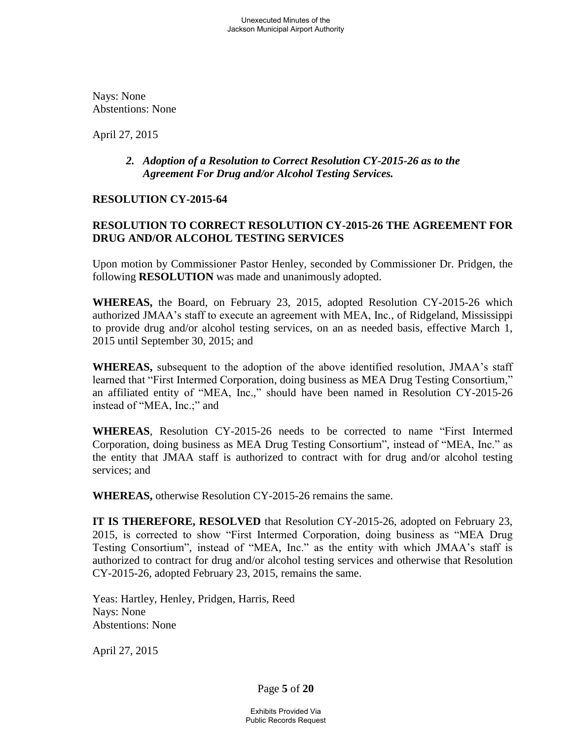Nays: None
Abstentions: None

April 27, 2015

> ***2. Adoption of a Resolution to Correct Resolution CY-2015-26 as to the Agreement For Drug and/or Alcohol Testing Services.***

**RESOLUTION CY-2015-64**

**RESOLUTION TO CORRECT RESOLUTION CY-2015-26 THE AGREEMENT FOR DRUG AND/OR ALCOHOL TESTING SERVICES**

Upon motion by Commissioner Pastor Henley, seconded by Commissioner Dr. Pridgen, the following **RESOLUTION** was made and unanimously adopted.

**WHEREAS,** the Board, on February 23, 2015, adopted Resolution CY-2015-26 which authorized JMAA's staff to execute an agreement with MEA, Inc., of Ridgeland, Mississippi to provide drug and/or alcohol testing services, on an as needed basis, effective March 1, 2015 until September 30, 2015; and

**WHEREAS,** subsequent to the adoption of the above identified resolution, JMAA's staff learned that "First Intermed Corporation, doing business as MEA Drug Testing Consortium," an affiliated entity of "MEA, Inc.," should have been named in Resolution CY-2015-26 instead of "MEA, Inc.;" and

**WHEREAS**, Resolution CY-2015-26 needs to be corrected to name "First Intermed Corporation, doing business as MEA Drug Testing Consortium", instead of "MEA, Inc." as the entity that JMAA staff is authorized to contract with for drug and/or alcohol testing services; and

**WHEREAS,** otherwise Resolution CY-2015-26 remains the same.

**IT IS THEREFORE, RESOLVED** that Resolution CY-2015-26, adopted on February 23, 2015, is corrected to show "First Intermed Corporation, doing business as "MEA Drug Testing Consortium", instead of "MEA, Inc." as the entity with which JMAA's staff is authorized to contract for drug and/or alcohol testing services and otherwise that Resolution CY-2015-26, adopted February 23, 2015, remains the same.

Yeas: Hartley, Henley, Pridgen, Harris, Reed
Nays: None
Abstentions: None

April 27, 2015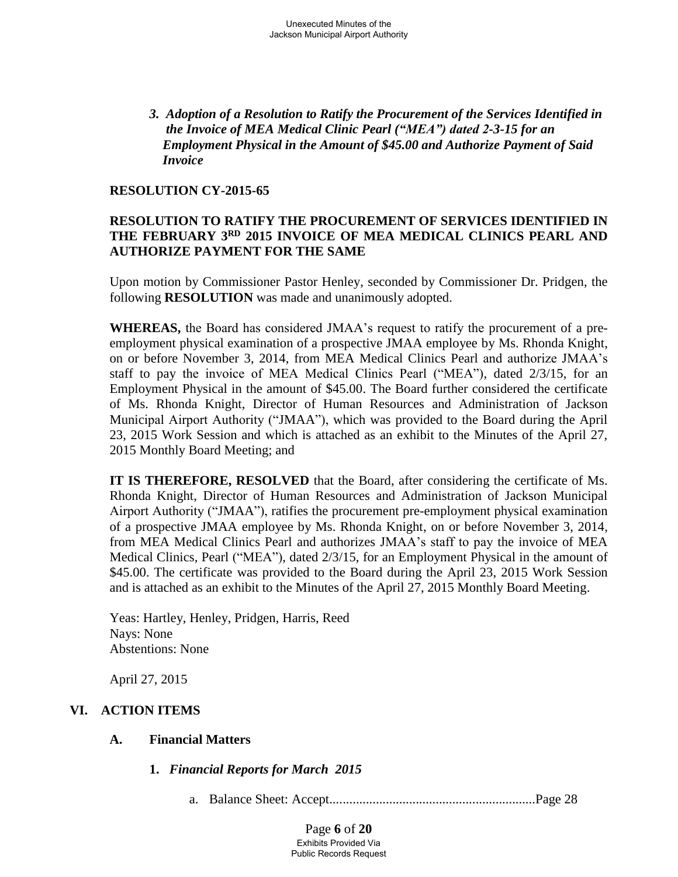*3. Adoption of a Resolution to Ratify the Procurement of the Services Identified in the Invoice of MEA Medical Clinic Pearl ("MEA") dated 2-3-15 for an Employment Physical in the Amount of $45.00 and Authorize Payment of Said Invoice*

**RESOLUTION CY-2015-65**

**RESOLUTION TO RATIFY THE PROCUREMENT OF SERVICES IDENTIFIED IN THE FEBRUARY 3RD 2015 INVOICE OF MEA MEDICAL CLINICS PEARL AND AUTHORIZE PAYMENT FOR THE SAME**

Upon motion by Commissioner Pastor Henley, seconded by Commissioner Dr. Pridgen, the following **RESOLUTION** was made and unanimously adopted.

**WHEREAS,** the Board has considered JMAA's request to ratify the procurement of a pre-employment physical examination of a prospective JMAA employee by Ms. Rhonda Knight, on or before November 3, 2014, from MEA Medical Clinics Pearl and authorize JMAA's staff to pay the invoice of MEA Medical Clinics Pearl ("MEA"), dated 2/3/15, for an Employment Physical in the amount of $45.00. The Board further considered the certificate of Ms. Rhonda Knight, Director of Human Resources and Administration of Jackson Municipal Airport Authority ("JMAA"), which was provided to the Board during the April 23, 2015 Work Session and which is attached as an exhibit to the Minutes of the April 27, 2015 Monthly Board Meeting; and

**IT IS THEREFORE, RESOLVED** that the Board, after considering the certificate of Ms. Rhonda Knight, Director of Human Resources and Administration of Jackson Municipal Airport Authority ("JMAA"), ratifies the procurement pre-employment physical examination of a prospective JMAA employee by Ms. Rhonda Knight, on or before November 3, 2014, from MEA Medical Clinics Pearl and authorizes JMAA's staff to pay the invoice of MEA Medical Clinics, Pearl ("MEA"), dated 2/3/15, for an Employment Physical in the amount of $45.00. The certificate was provided to the Board during the April 23, 2015 Work Session and is attached as an exhibit to the Minutes of the April 27, 2015 Monthly Board Meeting.

Yeas: Hartley, Henley, Pridgen, Harris, Reed
Nays: None
Abstentions: None

April 27, 2015

## VI. ACTION ITEMS

### A. Financial Matters

**1.** ***Financial Reports for March 2015***

a. Balance Sheet: Accept..............................................................Page 28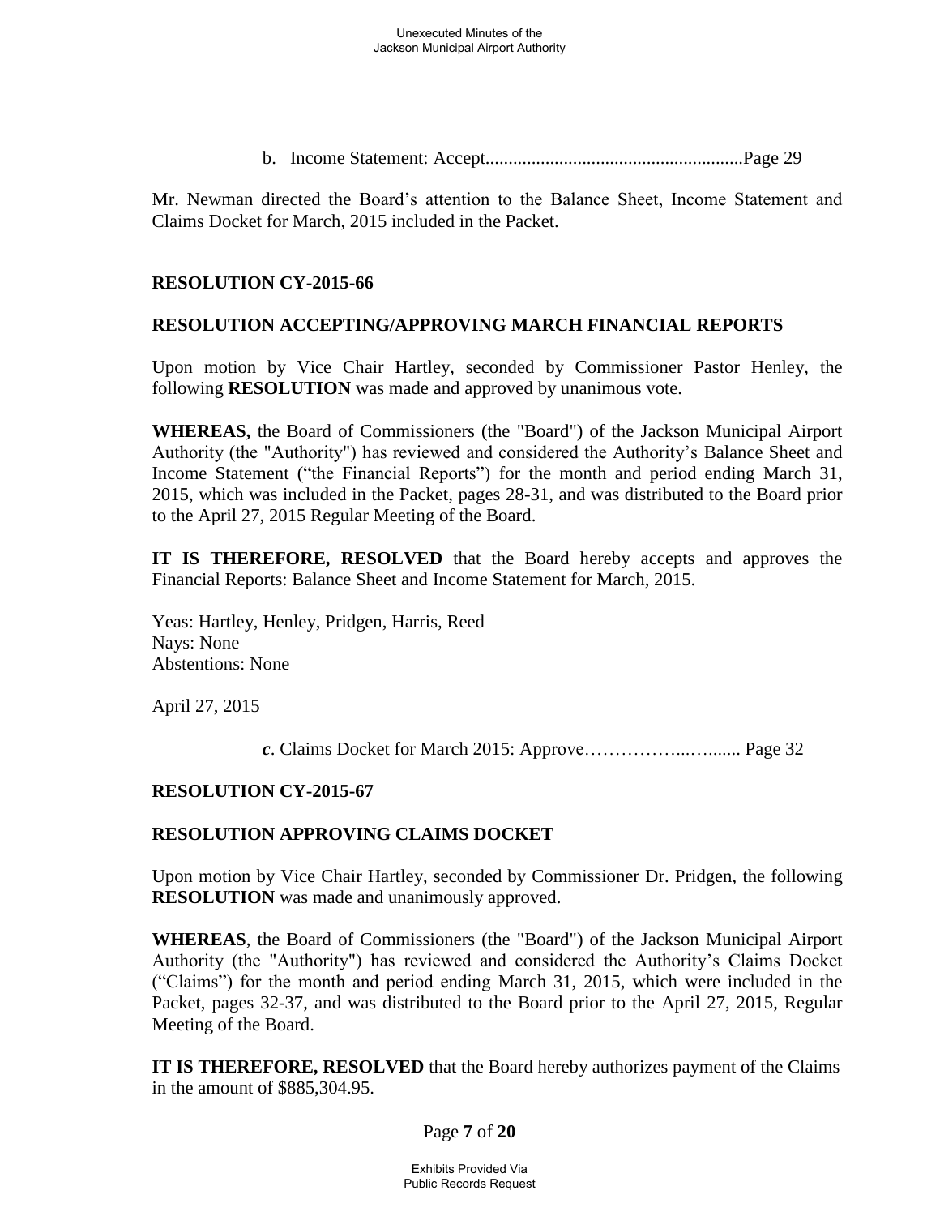b. Income Statement: Accept........................................................Page 29

Mr. Newman directed the Board's attention to the Balance Sheet, Income Statement and Claims Docket for March, 2015 included in the Packet.

**RESOLUTION CY-2015-66**

**RESOLUTION ACCEPTING/APPROVING MARCH FINANCIAL REPORTS**

Upon motion by Vice Chair Hartley, seconded by Commissioner Pastor Henley, the following **RESOLUTION** was made and approved by unanimous vote.

**WHEREAS,** the Board of Commissioners (the "Board") of the Jackson Municipal Airport Authority (the "Authority") has reviewed and considered the Authority's Balance Sheet and Income Statement ("the Financial Reports") for the month and period ending March 31, 2015, which was included in the Packet, pages 28-31, and was distributed to the Board prior to the April 27, 2015 Regular Meeting of the Board.

**IT IS THEREFORE, RESOLVED** that the Board hereby accepts and approves the Financial Reports: Balance Sheet and Income Statement for March, 2015.

Yeas: Hartley, Henley, Pridgen, Harris, Reed
Nays: None
Abstentions: None

April 27, 2015

*c*. Claims Docket for March 2015: Approve……………...…...... Page 32

**RESOLUTION CY-2015-67**

**RESOLUTION APPROVING CLAIMS DOCKET**

Upon motion by Vice Chair Hartley, seconded by Commissioner Dr. Pridgen, the following **RESOLUTION** was made and unanimously approved.

**WHEREAS**, the Board of Commissioners (the "Board") of the Jackson Municipal Airport Authority (the "Authority") has reviewed and considered the Authority's Claims Docket ("Claims") for the month and period ending March 31, 2015, which were included in the Packet, pages 32-37, and was distributed to the Board prior to the April 27, 2015, Regular Meeting of the Board.

**IT IS THEREFORE, RESOLVED** that the Board hereby authorizes payment of the Claims in the amount of $885,304.95.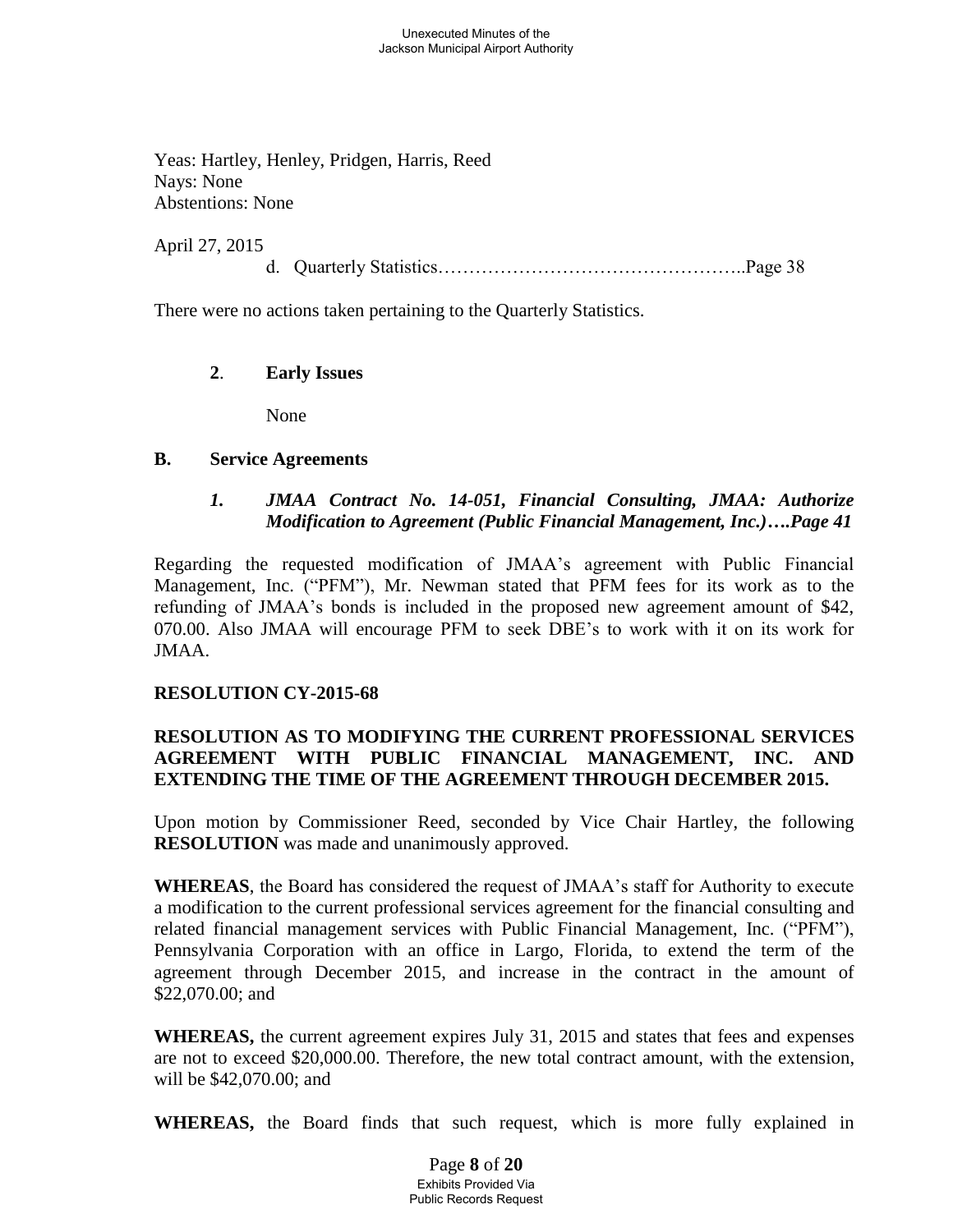Yeas: Hartley, Henley, Pridgen, Harris, Reed
Nays: None
Abstentions: None

April 27, 2015

d. Quarterly Statistics…………………………………………..Page 38

There were no actions taken pertaining to the Quarterly Statistics.

**2**. **Early Issues**

None

**B. Service Agreements**

***1. JMAA Contract No. 14-051, Financial Consulting, JMAA: Authorize Modification to Agreement (Public Financial Management, Inc.)….Page 41***

Regarding the requested modification of JMAA's agreement with Public Financial Management, Inc. ("PFM"), Mr. Newman stated that PFM fees for its work as to the refunding of JMAA's bonds is included in the proposed new agreement amount of $42, 070.00. Also JMAA will encourage PFM to seek DBE's to work with it on its work for JMAA.

**RESOLUTION CY-2015-68**

**RESOLUTION AS TO MODIFYING THE CURRENT PROFESSIONAL SERVICES AGREEMENT WITH PUBLIC FINANCIAL MANAGEMENT, INC. AND EXTENDING THE TIME OF THE AGREEMENT THROUGH DECEMBER 2015.**

Upon motion by Commissioner Reed, seconded by Vice Chair Hartley, the following **RESOLUTION** was made and unanimously approved.

**WHEREAS**, the Board has considered the request of JMAA's staff for Authority to execute a modification to the current professional services agreement for the financial consulting and related financial management services with Public Financial Management, Inc. ("PFM"), Pennsylvania Corporation with an office in Largo, Florida, to extend the term of the agreement through December 2015, and increase in the contract in the amount of $22,070.00; and

**WHEREAS,** the current agreement expires July 31, 2015 and states that fees and expenses are not to exceed $20,000.00. Therefore, the new total contract amount, with the extension, will be $42,070.00; and

**WHEREAS,** the Board finds that such request, which is more fully explained in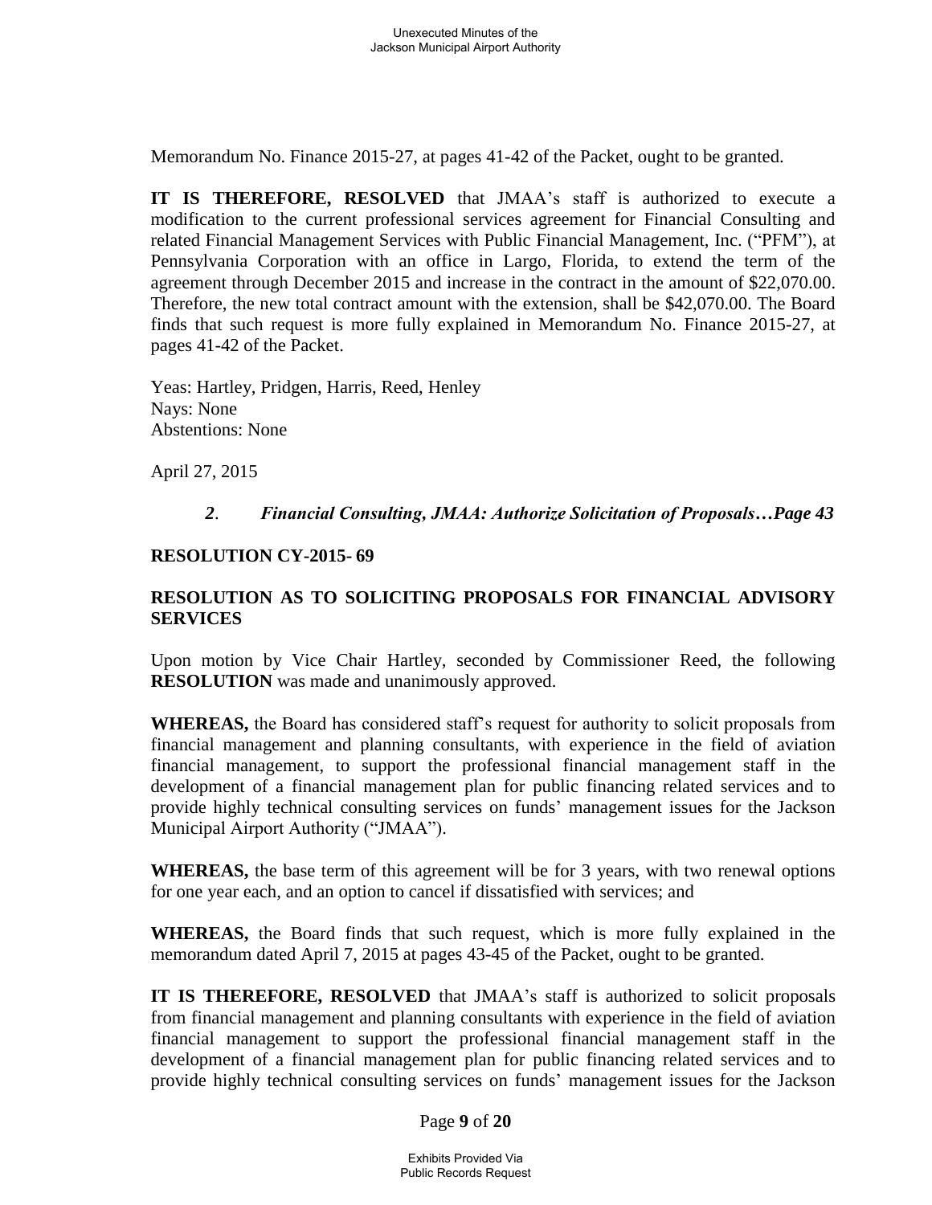Memorandum No. Finance 2015-27, at pages 41-42 of the Packet, ought to be granted.

**IT IS THEREFORE, RESOLVED** that JMAA's staff is authorized to execute a modification to the current professional services agreement for Financial Consulting and related Financial Management Services with Public Financial Management, Inc. ("PFM"), at Pennsylvania Corporation with an office in Largo, Florida, to extend the term of the agreement through December 2015 and increase in the contract in the amount of $22,070.00. Therefore, the new total contract amount with the extension, shall be $42,070.00. The Board finds that such request is more fully explained in Memorandum No. Finance 2015-27, at pages 41-42 of the Packet.

Yeas: Hartley, Pridgen, Harris, Reed, Henley
Nays: None
Abstentions: None

April 27, 2015

*2. Financial Consulting, JMAA: Authorize Solicitation of Proposals…Page 43*

**RESOLUTION CY-2015- 69**

**RESOLUTION AS TO SOLICITING PROPOSALS FOR FINANCIAL ADVISORY SERVICES**

Upon motion by Vice Chair Hartley, seconded by Commissioner Reed, the following **RESOLUTION** was made and unanimously approved.

**WHEREAS,** the Board has considered staff's request for authority to solicit proposals from financial management and planning consultants, with experience in the field of aviation financial management, to support the professional financial management staff in the development of a financial management plan for public financing related services and to provide highly technical consulting services on funds' management issues for the Jackson Municipal Airport Authority ("JMAA").

**WHEREAS,** the base term of this agreement will be for 3 years, with two renewal options for one year each, and an option to cancel if dissatisfied with services; and

**WHEREAS,** the Board finds that such request, which is more fully explained in the memorandum dated April 7, 2015 at pages 43-45 of the Packet, ought to be granted.

**IT IS THEREFORE, RESOLVED** that JMAA's staff is authorized to solicit proposals from financial management and planning consultants with experience in the field of aviation financial management to support the professional financial management staff in the development of a financial management plan for public financing related services and to provide highly technical consulting services on funds' management issues for the Jackson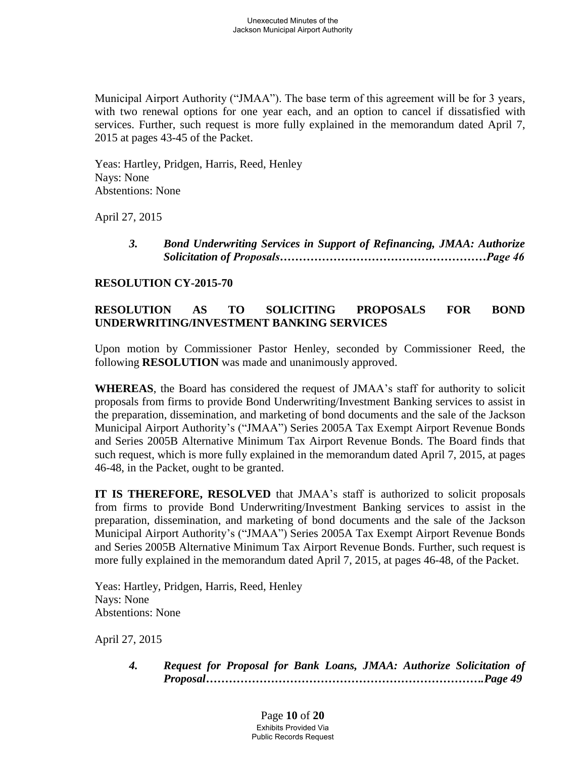Municipal Airport Authority ("JMAA"). The base term of this agreement will be for 3 years, with two renewal options for one year each, and an option to cancel if dissatisfied with services. Further, such request is more fully explained in the memorandum dated April 7, 2015 at pages 43-45 of the Packet.

Yeas: Hartley, Pridgen, Harris, Reed, Henley
Nays: None
Abstentions: None

April 27, 2015

> ***3. Bond Underwriting Services in Support of Refinancing, JMAA: Authorize Solicitation of Proposals………………………………………………Page 46***

**RESOLUTION CY-2015-70**

**RESOLUTION AS TO SOLICITING PROPOSALS FOR BOND UNDERWRITING/INVESTMENT BANKING SERVICES**

Upon motion by Commissioner Pastor Henley, seconded by Commissioner Reed, the following **RESOLUTION** was made and unanimously approved.

**WHEREAS**, the Board has considered the request of JMAA's staff for authority to solicit proposals from firms to provide Bond Underwriting/Investment Banking services to assist in the preparation, dissemination, and marketing of bond documents and the sale of the Jackson Municipal Airport Authority's ("JMAA") Series 2005A Tax Exempt Airport Revenue Bonds and Series 2005B Alternative Minimum Tax Airport Revenue Bonds. The Board finds that such request, which is more fully explained in the memorandum dated April 7, 2015, at pages 46-48, in the Packet, ought to be granted.

**IT IS THEREFORE, RESOLVED** that JMAA's staff is authorized to solicit proposals from firms to provide Bond Underwriting/Investment Banking services to assist in the preparation, dissemination, and marketing of bond documents and the sale of the Jackson Municipal Airport Authority's ("JMAA") Series 2005A Tax Exempt Airport Revenue Bonds and Series 2005B Alternative Minimum Tax Airport Revenue Bonds. Further, such request is more fully explained in the memorandum dated April 7, 2015, at pages 46-48, of the Packet.

Yeas: Hartley, Pridgen, Harris, Reed, Henley
Nays: None
Abstentions: None

April 27, 2015

> ***4. Request for Proposal for Bank Loans, JMAA: Authorize Solicitation of Proposal……………………………………………………………….Page 49***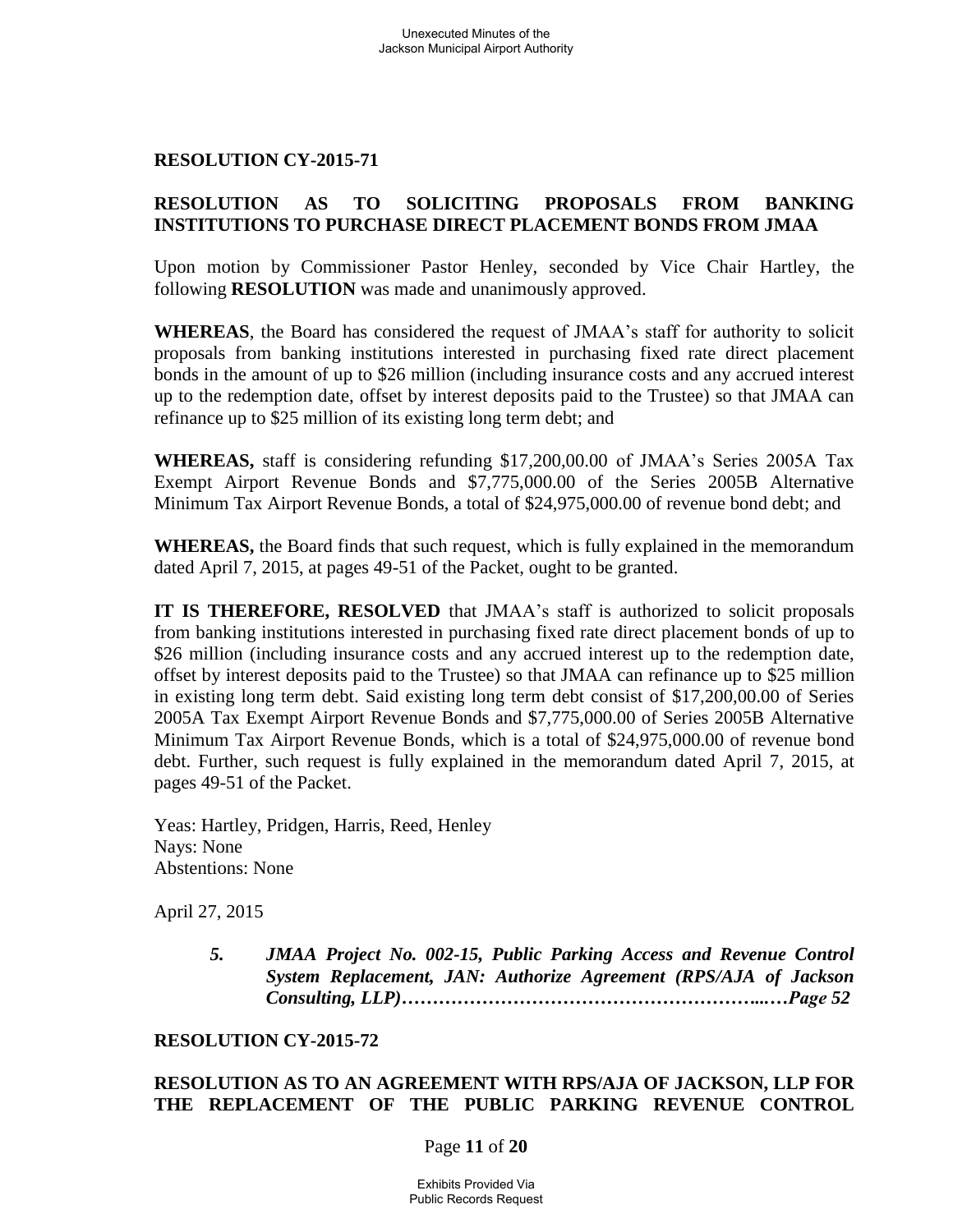**RESOLUTION CY-2015-71**

**RESOLUTION AS TO SOLICITING PROPOSALS FROM BANKING INSTITUTIONS TO PURCHASE DIRECT PLACEMENT BONDS FROM JMAA**

Upon motion by Commissioner Pastor Henley, seconded by Vice Chair Hartley, the following **RESOLUTION** was made and unanimously approved.

**WHEREAS**, the Board has considered the request of JMAA's staff for authority to solicit proposals from banking institutions interested in purchasing fixed rate direct placement bonds in the amount of up to $26 million (including insurance costs and any accrued interest up to the redemption date, offset by interest deposits paid to the Trustee) so that JMAA can refinance up to $25 million of its existing long term debt; and

**WHEREAS,** staff is considering refunding $17,200,00.00 of JMAA's Series 2005A Tax Exempt Airport Revenue Bonds and $7,775,000.00 of the Series 2005B Alternative Minimum Tax Airport Revenue Bonds, a total of $24,975,000.00 of revenue bond debt; and

**WHEREAS,** the Board finds that such request, which is fully explained in the memorandum dated April 7, 2015, at pages 49-51 of the Packet, ought to be granted.

**IT IS THEREFORE, RESOLVED** that JMAA's staff is authorized to solicit proposals from banking institutions interested in purchasing fixed rate direct placement bonds of up to $26 million (including insurance costs and any accrued interest up to the redemption date, offset by interest deposits paid to the Trustee) so that JMAA can refinance up to $25 million in existing long term debt. Said existing long term debt consist of $17,200,00.00 of Series 2005A Tax Exempt Airport Revenue Bonds and $7,775,000.00 of Series 2005B Alternative Minimum Tax Airport Revenue Bonds, which is a total of $24,975,000.00 of revenue bond debt. Further, such request is fully explained in the memorandum dated April 7, 2015, at pages 49-51 of the Packet.

Yeas: Hartley, Pridgen, Harris, Reed, Henley
Nays: None
Abstentions: None

April 27, 2015

> ***5. JMAA Project No. 002-15, Public Parking Access and Revenue Control System Replacement, JAN: Authorize Agreement (RPS/AJA of Jackson Consulting, LLP)……………………………………………...…Page 52***

**RESOLUTION CY-2015-72**

**RESOLUTION AS TO AN AGREEMENT WITH RPS/AJA OF JACKSON, LLP FOR THE REPLACEMENT OF THE PUBLIC PARKING REVENUE CONTROL**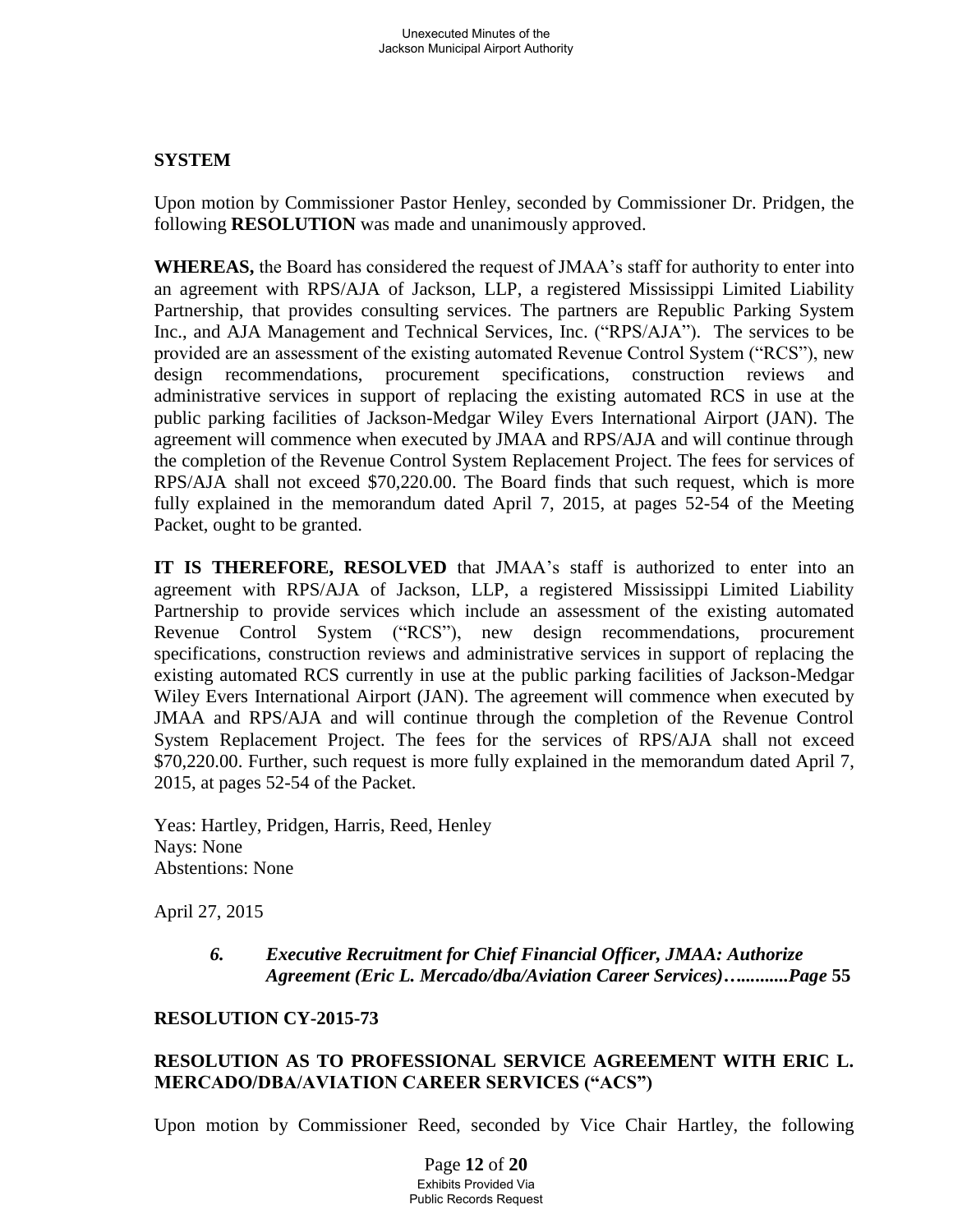**SYSTEM**

Upon motion by Commissioner Pastor Henley, seconded by Commissioner Dr. Pridgen, the following **RESOLUTION** was made and unanimously approved.

**WHEREAS,** the Board has considered the request of JMAA's staff for authority to enter into an agreement with RPS/AJA of Jackson, LLP, a registered Mississippi Limited Liability Partnership, that provides consulting services. The partners are Republic Parking System Inc., and AJA Management and Technical Services, Inc. ("RPS/AJA"). The services to be provided are an assessment of the existing automated Revenue Control System ("RCS"), new design recommendations, procurement specifications, construction reviews and administrative services in support of replacing the existing automated RCS in use at the public parking facilities of Jackson-Medgar Wiley Evers International Airport (JAN). The agreement will commence when executed by JMAA and RPS/AJA and will continue through the completion of the Revenue Control System Replacement Project. The fees for services of RPS/AJA shall not exceed $70,220.00. The Board finds that such request, which is more fully explained in the memorandum dated April 7, 2015, at pages 52-54 of the Meeting Packet, ought to be granted.

**IT IS THEREFORE, RESOLVED** that JMAA's staff is authorized to enter into an agreement with RPS/AJA of Jackson, LLP, a registered Mississippi Limited Liability Partnership to provide services which include an assessment of the existing automated Revenue Control System ("RCS"), new design recommendations, procurement specifications, construction reviews and administrative services in support of replacing the existing automated RCS currently in use at the public parking facilities of Jackson-Medgar Wiley Evers International Airport (JAN). The agreement will commence when executed by JMAA and RPS/AJA and will continue through the completion of the Revenue Control System Replacement Project. The fees for the services of RPS/AJA shall not exceed $70,220.00. Further, such request is more fully explained in the memorandum dated April 7, 2015, at pages 52-54 of the Packet.

Yeas: Hartley, Pridgen, Harris, Reed, Henley
Nays: None
Abstentions: None

April 27, 2015

> ***6. Executive Recruitment for Chief Financial Officer, JMAA: Authorize Agreement (Eric L. Mercado/dba/Aviation Career Services)…..........Page* 55**

**RESOLUTION CY-2015-73**

**RESOLUTION AS TO PROFESSIONAL SERVICE AGREEMENT WITH ERIC L. MERCADO/DBA/AVIATION CAREER SERVICES ("ACS")**

Upon motion by Commissioner Reed, seconded by Vice Chair Hartley, the following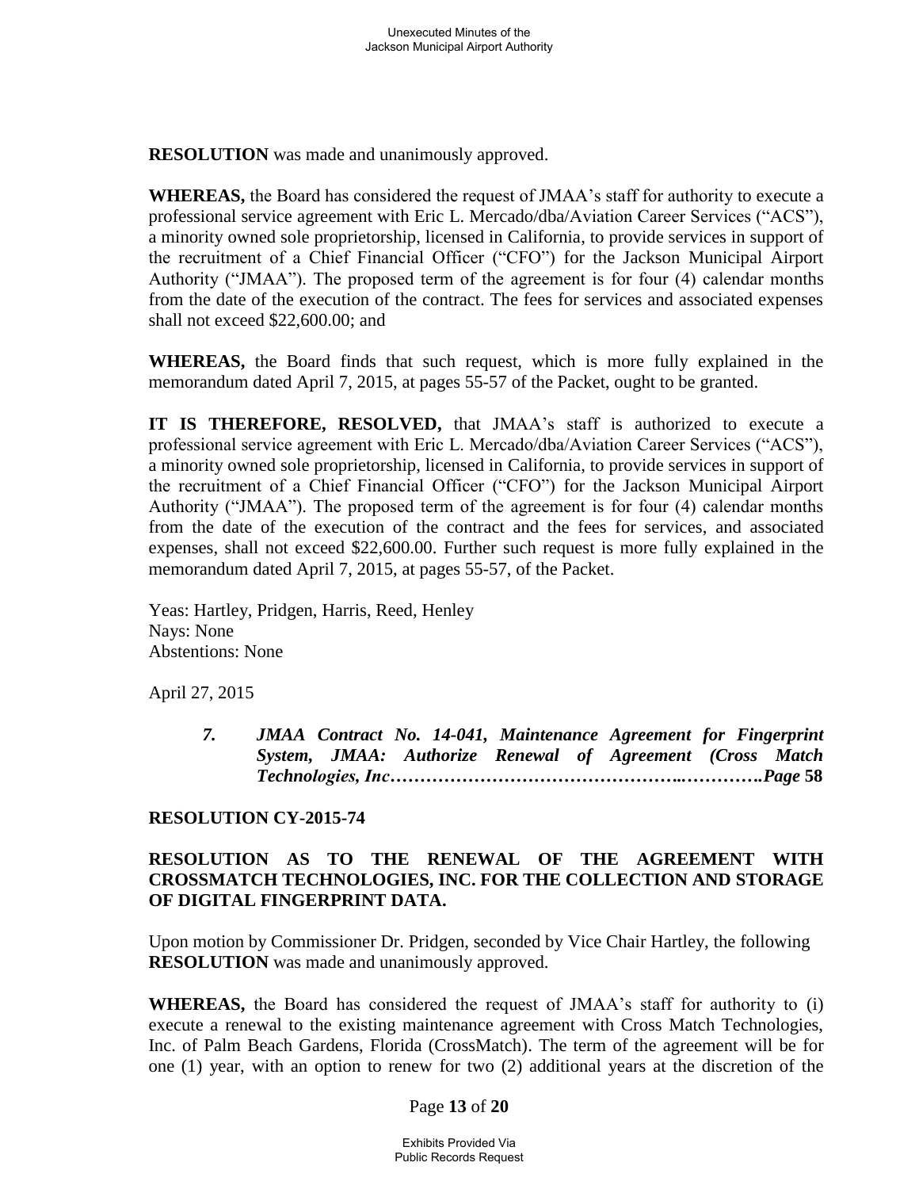**RESOLUTION** was made and unanimously approved.

**WHEREAS,** the Board has considered the request of JMAA's staff for authority to execute a professional service agreement with Eric L. Mercado/dba/Aviation Career Services ("ACS"), a minority owned sole proprietorship, licensed in California, to provide services in support of the recruitment of a Chief Financial Officer ("CFO") for the Jackson Municipal Airport Authority ("JMAA"). The proposed term of the agreement is for four (4) calendar months from the date of the execution of the contract. The fees for services and associated expenses shall not exceed $22,600.00; and

**WHEREAS,** the Board finds that such request, which is more fully explained in the memorandum dated April 7, 2015, at pages 55-57 of the Packet, ought to be granted.

**IT IS THEREFORE, RESOLVED,** that JMAA's staff is authorized to execute a professional service agreement with Eric L. Mercado/dba/Aviation Career Services ("ACS"), a minority owned sole proprietorship, licensed in California, to provide services in support of the recruitment of a Chief Financial Officer ("CFO") for the Jackson Municipal Airport Authority ("JMAA"). The proposed term of the agreement is for four (4) calendar months from the date of the execution of the contract and the fees for services, and associated expenses, shall not exceed $22,600.00. Further such request is more fully explained in the memorandum dated April 7, 2015, at pages 55-57, of the Packet.

Yeas: Hartley, Pridgen, Harris, Reed, Henley
Nays: None
Abstentions: None

April 27, 2015

> ***7. JMAA Contract No. 14-041, Maintenance Agreement for Fingerprint System, JMAA: Authorize Renewal of Agreement (Cross Match Technologies, Inc……………………………………..………….Page* 58**

**RESOLUTION CY-2015-74**

**RESOLUTION AS TO THE RENEWAL OF THE AGREEMENT WITH CROSSMATCH TECHNOLOGIES, INC. FOR THE COLLECTION AND STORAGE OF DIGITAL FINGERPRINT DATA.**

Upon motion by Commissioner Dr. Pridgen, seconded by Vice Chair Hartley, the following **RESOLUTION** was made and unanimously approved.

**WHEREAS,** the Board has considered the request of JMAA's staff for authority to (i) execute a renewal to the existing maintenance agreement with Cross Match Technologies, Inc. of Palm Beach Gardens, Florida (CrossMatch). The term of the agreement will be for one (1) year, with an option to renew for two (2) additional years at the discretion of the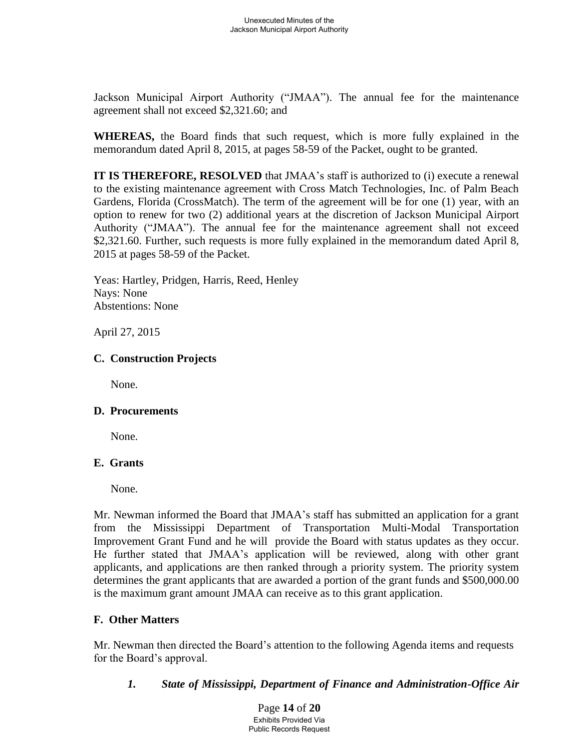Jackson Municipal Airport Authority ("JMAA"). The annual fee for the maintenance agreement shall not exceed $2,321.60; and

**WHEREAS,** the Board finds that such request, which is more fully explained in the memorandum dated April 8, 2015, at pages 58-59 of the Packet, ought to be granted.

**IT IS THEREFORE, RESOLVED** that JMAA's staff is authorized to (i) execute a renewal to the existing maintenance agreement with Cross Match Technologies, Inc. of Palm Beach Gardens, Florida (CrossMatch). The term of the agreement will be for one (1) year, with an option to renew for two (2) additional years at the discretion of Jackson Municipal Airport Authority ("JMAA"). The annual fee for the maintenance agreement shall not exceed $2,321.60. Further, such requests is more fully explained in the memorandum dated April 8, 2015 at pages 58-59 of the Packet.

Yeas: Hartley, Pridgen, Harris, Reed, Henley
Nays: None
Abstentions: None

April 27, 2015

### C. Construction Projects

None.

### D. Procurements

None.

### E. Grants

None.

Mr. Newman informed the Board that JMAA's staff has submitted an application for a grant from the Mississippi Department of Transportation Multi-Modal Transportation Improvement Grant Fund and he will provide the Board with status updates as they occur. He further stated that JMAA's application will be reviewed, along with other grant applicants, and applications are then ranked through a priority system. The priority system determines the grant applicants that are awarded a portion of the grant funds and $500,000.00 is the maximum grant amount JMAA can receive as to this grant application.

### F. Other Matters

Mr. Newman then directed the Board's attention to the following Agenda items and requests for the Board's approval.

***1. State of Mississippi, Department of Finance and Administration-Office Air***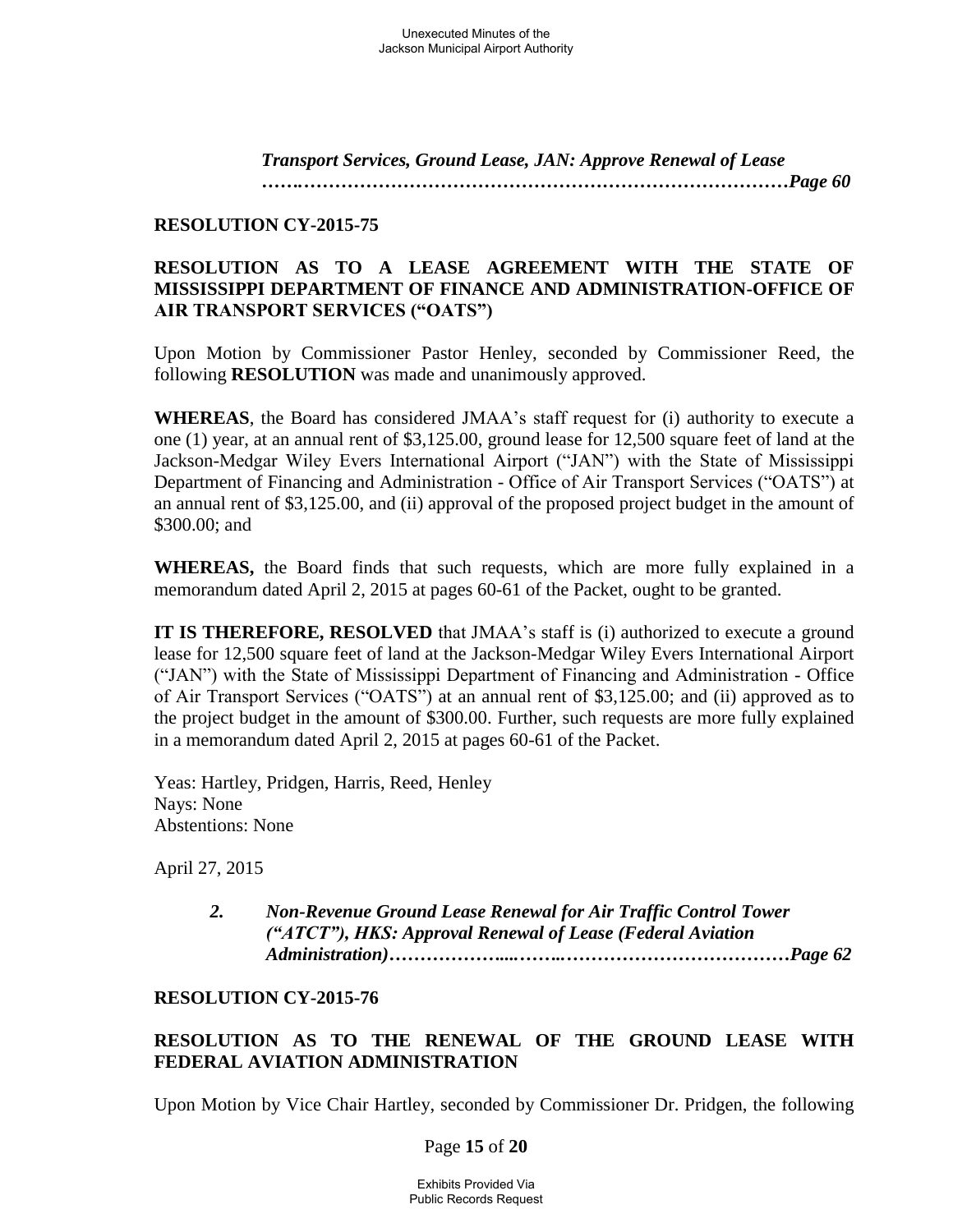*Transport Services, Ground Lease, JAN: Approve Renewal of Lease …….………………………………………………………………………Page 60*

**RESOLUTION CY-2015-75**

**RESOLUTION AS TO A LEASE AGREEMENT WITH THE STATE OF MISSISSIPPI DEPARTMENT OF FINANCE AND ADMINISTRATION-OFFICE OF AIR TRANSPORT SERVICES ("OATS")**

Upon Motion by Commissioner Pastor Henley, seconded by Commissioner Reed, the following **RESOLUTION** was made and unanimously approved.

**WHEREAS**, the Board has considered JMAA's staff request for (i) authority to execute a one (1) year, at an annual rent of $3,125.00, ground lease for 12,500 square feet of land at the Jackson-Medgar Wiley Evers International Airport ("JAN") with the State of Mississippi Department of Financing and Administration - Office of Air Transport Services ("OATS") at an annual rent of $3,125.00, and (ii) approval of the proposed project budget in the amount of $300.00; and

**WHEREAS,** the Board finds that such requests, which are more fully explained in a memorandum dated April 2, 2015 at pages 60-61 of the Packet, ought to be granted.

**IT IS THEREFORE, RESOLVED** that JMAA's staff is (i) authorized to execute a ground lease for 12,500 square feet of land at the Jackson-Medgar Wiley Evers International Airport ("JAN") with the State of Mississippi Department of Financing and Administration - Office of Air Transport Services ("OATS") at an annual rent of $3,125.00; and (ii) approved as to the project budget in the amount of $300.00. Further, such requests are more fully explained in a memorandum dated April 2, 2015 at pages 60-61 of the Packet.

Yeas: Hartley, Pridgen, Harris, Reed, Henley
Nays: None
Abstentions: None

April 27, 2015

*2. Non-Revenue Ground Lease Renewal for Air Traffic Control Tower ("ATCT"), HKS: Approval Renewal of Lease (Federal Aviation Administration)………………....……..………………………………Page 62*

**RESOLUTION CY-2015-76**

**RESOLUTION AS TO THE RENEWAL OF THE GROUND LEASE WITH FEDERAL AVIATION ADMINISTRATION**

Upon Motion by Vice Chair Hartley, seconded by Commissioner Dr. Pridgen, the following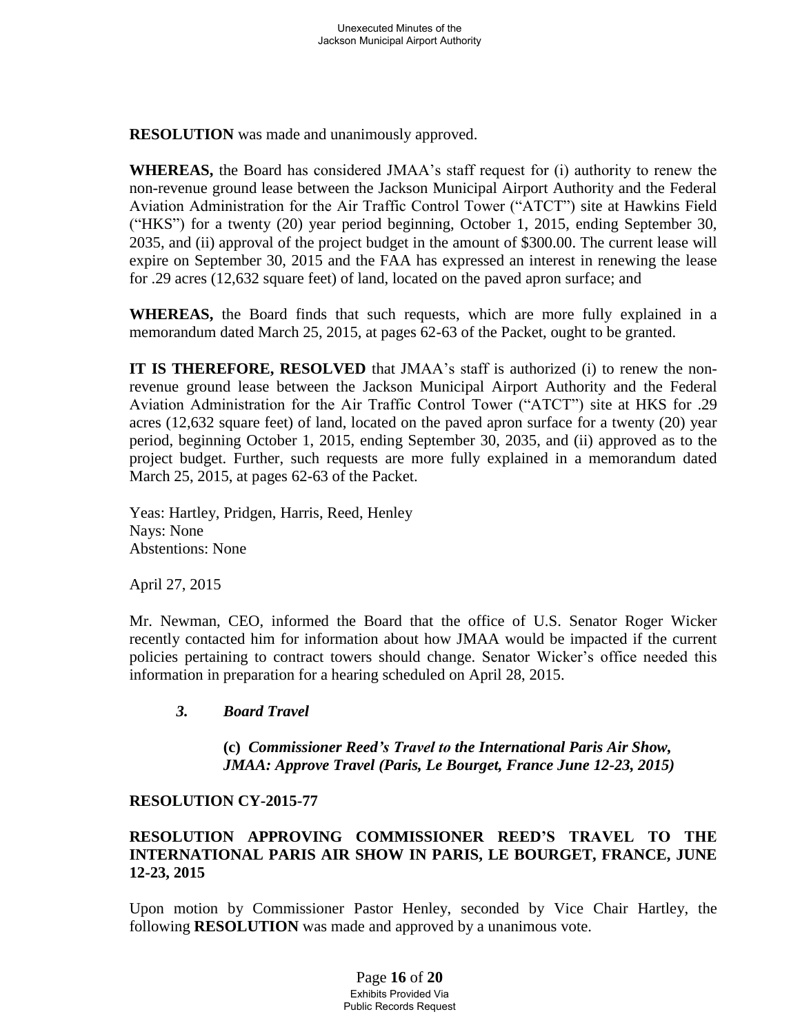**RESOLUTION** was made and unanimously approved.

**WHEREAS,** the Board has considered JMAA's staff request for (i) authority to renew the non-revenue ground lease between the Jackson Municipal Airport Authority and the Federal Aviation Administration for the Air Traffic Control Tower ("ATCT") site at Hawkins Field ("HKS") for a twenty (20) year period beginning, October 1, 2015, ending September 30, 2035, and (ii) approval of the project budget in the amount of $300.00. The current lease will expire on September 30, 2015 and the FAA has expressed an interest in renewing the lease for .29 acres (12,632 square feet) of land, located on the paved apron surface; and

**WHEREAS,** the Board finds that such requests, which are more fully explained in a memorandum dated March 25, 2015, at pages 62-63 of the Packet, ought to be granted.

**IT IS THEREFORE, RESOLVED** that JMAA's staff is authorized (i) to renew the non-revenue ground lease between the Jackson Municipal Airport Authority and the Federal Aviation Administration for the Air Traffic Control Tower ("ATCT") site at HKS for .29 acres (12,632 square feet) of land, located on the paved apron surface for a twenty (20) year period, beginning October 1, 2015, ending September 30, 2035, and (ii) approved as to the project budget. Further, such requests are more fully explained in a memorandum dated March 25, 2015, at pages 62-63 of the Packet.

Yeas: Hartley, Pridgen, Harris, Reed, Henley
Nays: None
Abstentions: None

April 27, 2015

Mr. Newman, CEO, informed the Board that the office of U.S. Senator Roger Wicker recently contacted him for information about how JMAA would be impacted if the current policies pertaining to contract towers should change. Senator Wicker's office needed this information in preparation for a hearing scheduled on April 28, 2015.

***3. Board Travel***

**(c)** ***Commissioner Reed's Travel to the International Paris Air Show, JMAA: Approve Travel (Paris, Le Bourget, France June 12-23, 2015)***

**RESOLUTION CY-2015-77**

**RESOLUTION APPROVING COMMISSIONER REED'S TRAVEL TO THE INTERNATIONAL PARIS AIR SHOW IN PARIS, LE BOURGET, FRANCE, JUNE 12-23, 2015**

Upon motion by Commissioner Pastor Henley, seconded by Vice Chair Hartley, the following **RESOLUTION** was made and approved by a unanimous vote.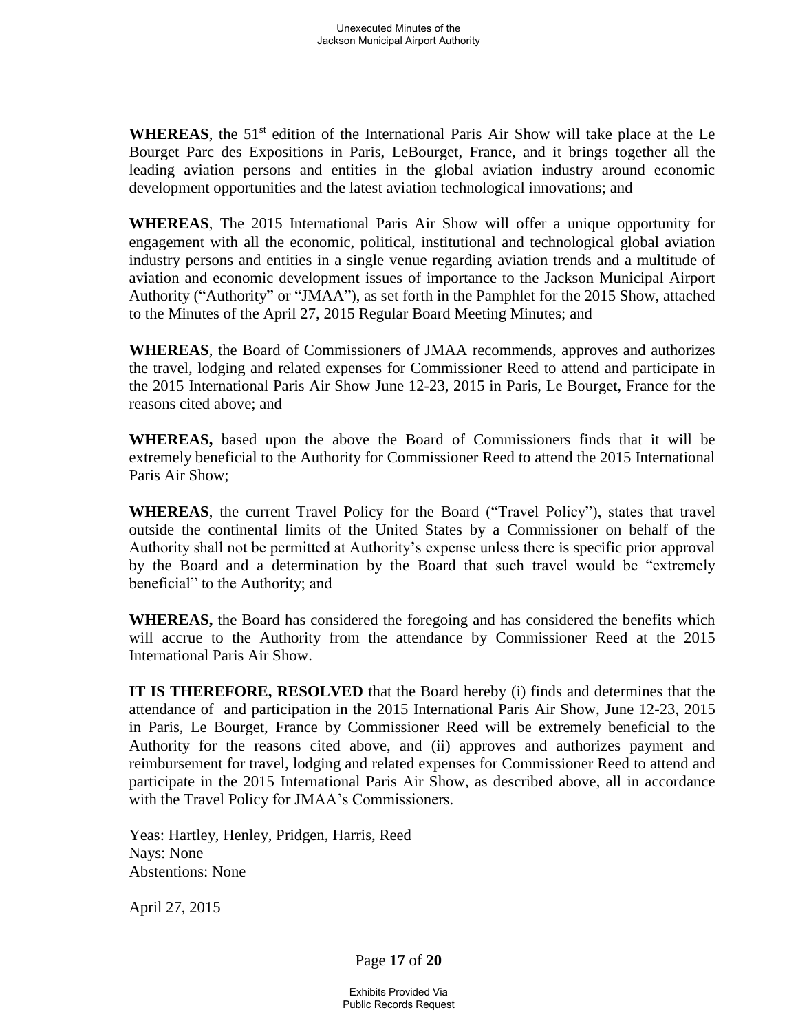**WHEREAS**, the 51st edition of the International Paris Air Show will take place at the Le Bourget Parc des Expositions in Paris, LeBourget, France, and it brings together all the leading aviation persons and entities in the global aviation industry around economic development opportunities and the latest aviation technological innovations; and

**WHEREAS**, The 2015 International Paris Air Show will offer a unique opportunity for engagement with all the economic, political, institutional and technological global aviation industry persons and entities in a single venue regarding aviation trends and a multitude of aviation and economic development issues of importance to the Jackson Municipal Airport Authority ("Authority" or "JMAA"), as set forth in the Pamphlet for the 2015 Show, attached to the Minutes of the April 27, 2015 Regular Board Meeting Minutes; and

**WHEREAS**, the Board of Commissioners of JMAA recommends, approves and authorizes the travel, lodging and related expenses for Commissioner Reed to attend and participate in the 2015 International Paris Air Show June 12-23, 2015 in Paris, Le Bourget, France for the reasons cited above; and

**WHEREAS,** based upon the above the Board of Commissioners finds that it will be extremely beneficial to the Authority for Commissioner Reed to attend the 2015 International Paris Air Show;

**WHEREAS**, the current Travel Policy for the Board ("Travel Policy"), states that travel outside the continental limits of the United States by a Commissioner on behalf of the Authority shall not be permitted at Authority's expense unless there is specific prior approval by the Board and a determination by the Board that such travel would be "extremely beneficial" to the Authority; and

**WHEREAS,** the Board has considered the foregoing and has considered the benefits which will accrue to the Authority from the attendance by Commissioner Reed at the 2015 International Paris Air Show.

**IT IS THEREFORE, RESOLVED** that the Board hereby (i) finds and determines that the attendance of and participation in the 2015 International Paris Air Show, June 12-23, 2015 in Paris, Le Bourget, France by Commissioner Reed will be extremely beneficial to the Authority for the reasons cited above, and (ii) approves and authorizes payment and reimbursement for travel, lodging and related expenses for Commissioner Reed to attend and participate in the 2015 International Paris Air Show, as described above, all in accordance with the Travel Policy for JMAA's Commissioners.

Yeas: Hartley, Henley, Pridgen, Harris, Reed
Nays: None
Abstentions: None

April 27, 2015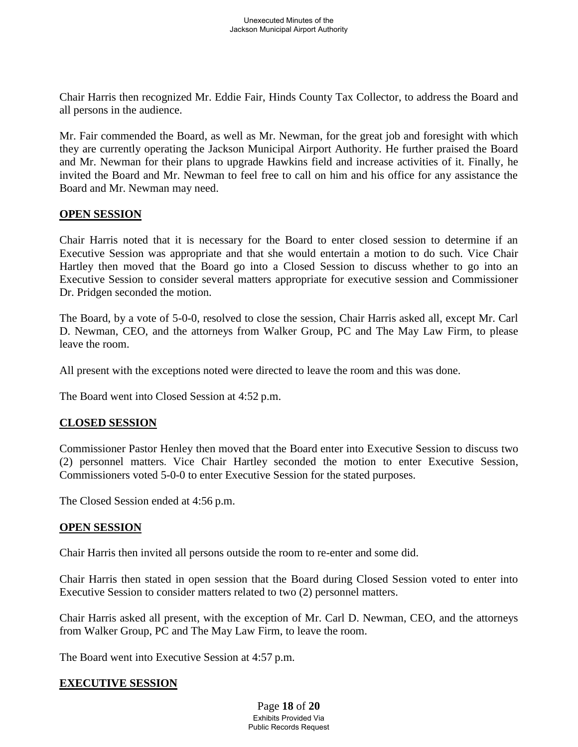Chair Harris then recognized Mr. Eddie Fair, Hinds County Tax Collector, to address the Board and all persons in the audience.

Mr. Fair commended the Board, as well as Mr. Newman, for the great job and foresight with which they are currently operating the Jackson Municipal Airport Authority. He further praised the Board and Mr. Newman for their plans to upgrade Hawkins field and increase activities of it. Finally, he invited the Board and Mr. Newman to feel free to call on him and his office for any assistance the Board and Mr. Newman may need.

**OPEN SESSION**

Chair Harris noted that it is necessary for the Board to enter closed session to determine if an Executive Session was appropriate and that she would entertain a motion to do such. Vice Chair Hartley then moved that the Board go into a Closed Session to discuss whether to go into an Executive Session to consider several matters appropriate for executive session and Commissioner Dr. Pridgen seconded the motion.

The Board, by a vote of 5-0-0, resolved to close the session, Chair Harris asked all, except Mr. Carl D. Newman, CEO, and the attorneys from Walker Group, PC and The May Law Firm, to please leave the room.

All present with the exceptions noted were directed to leave the room and this was done.

The Board went into Closed Session at 4:52 p.m.

**CLOSED SESSION**

Commissioner Pastor Henley then moved that the Board enter into Executive Session to discuss two (2) personnel matters. Vice Chair Hartley seconded the motion to enter Executive Session, Commissioners voted 5-0-0 to enter Executive Session for the stated purposes.

The Closed Session ended at 4:56 p.m.

**OPEN SESSION**

Chair Harris then invited all persons outside the room to re-enter and some did.

Chair Harris then stated in open session that the Board during Closed Session voted to enter into Executive Session to consider matters related to two (2) personnel matters.

Chair Harris asked all present, with the exception of Mr. Carl D. Newman, CEO, and the attorneys from Walker Group, PC and The May Law Firm, to leave the room.

The Board went into Executive Session at 4:57 p.m.

**EXECUTIVE SESSION**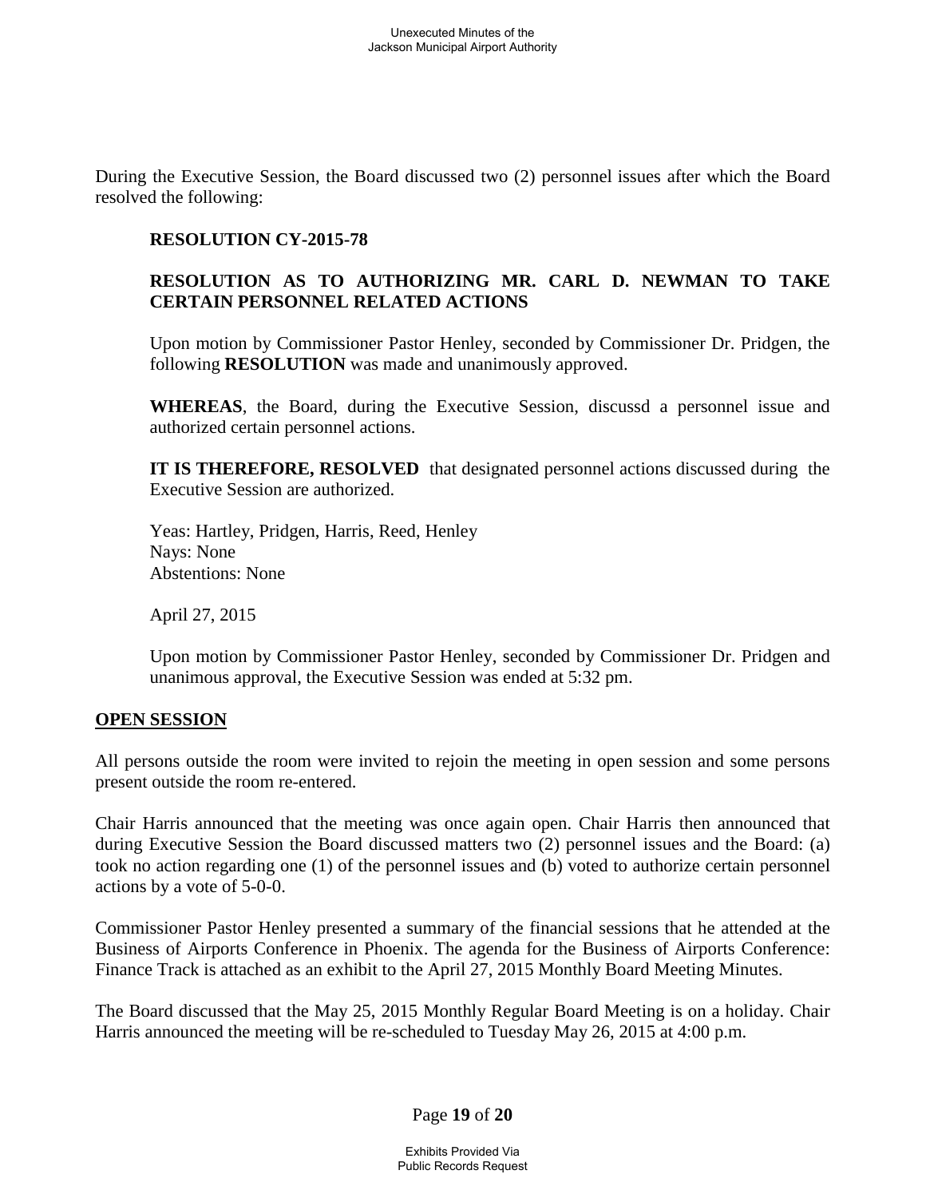During the Executive Session, the Board discussed two (2) personnel issues after which the Board resolved the following:

**RESOLUTION CY-2015-78**

**RESOLUTION AS TO AUTHORIZING MR. CARL D. NEWMAN TO TAKE CERTAIN PERSONNEL RELATED ACTIONS**

Upon motion by Commissioner Pastor Henley, seconded by Commissioner Dr. Pridgen, the following **RESOLUTION** was made and unanimously approved.

**WHEREAS**, the Board, during the Executive Session, discussd a personnel issue and authorized certain personnel actions.

**IT IS THEREFORE, RESOLVED** that designated personnel actions discussed during the Executive Session are authorized.

Yeas: Hartley, Pridgen, Harris, Reed, Henley
Nays: None
Abstentions: None

April 27, 2015

Upon motion by Commissioner Pastor Henley, seconded by Commissioner Dr. Pridgen and unanimous approval, the Executive Session was ended at 5:32 pm.

## OPEN SESSION

All persons outside the room were invited to rejoin the meeting in open session and some persons present outside the room re-entered.

Chair Harris announced that the meeting was once again open. Chair Harris then announced that during Executive Session the Board discussed matters two (2) personnel issues and the Board: (a) took no action regarding one (1) of the personnel issues and (b) voted to authorize certain personnel actions by a vote of 5-0-0.

Commissioner Pastor Henley presented a summary of the financial sessions that he attended at the Business of Airports Conference in Phoenix. The agenda for the Business of Airports Conference: Finance Track is attached as an exhibit to the April 27, 2015 Monthly Board Meeting Minutes.

The Board discussed that the May 25, 2015 Monthly Regular Board Meeting is on a holiday. Chair Harris announced the meeting will be re-scheduled to Tuesday May 26, 2015 at 4:00 p.m.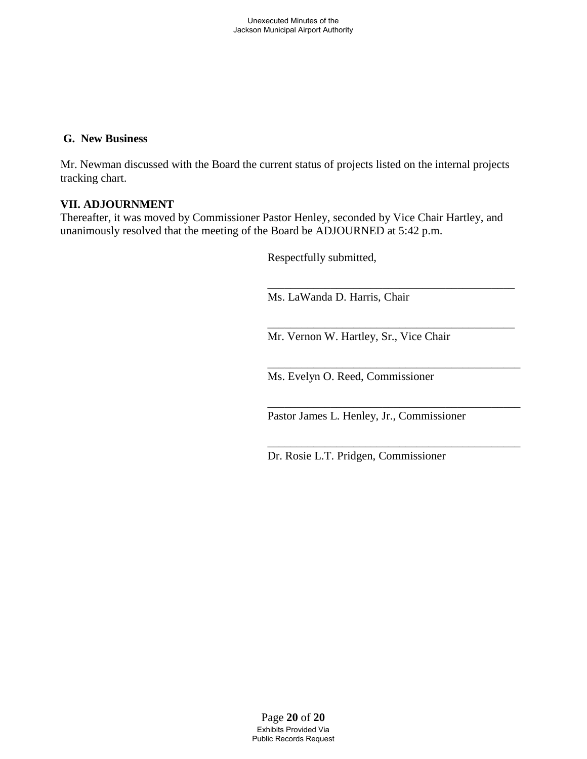**G. New Business**

Mr. Newman discussed with the Board the current status of projects listed on the internal projects tracking chart.

**VII. ADJOURNMENT**

Thereafter, it was moved by Commissioner Pastor Henley, seconded by Vice Chair Hartley, and unanimously resolved that the meeting of the Board be ADJOURNED at 5:42 p.m.

Respectfully submitted,

_____________________________________________
Ms. LaWanda D. Harris, Chair

_____________________________________________
Mr. Vernon W. Hartley, Sr., Vice Chair

_____________________________________________
Ms. Evelyn O. Reed, Commissioner

_____________________________________________
Pastor James L. Henley, Jr., Commissioner

_____________________________________________
Dr. Rosie L.T. Pridgen, Commissioner